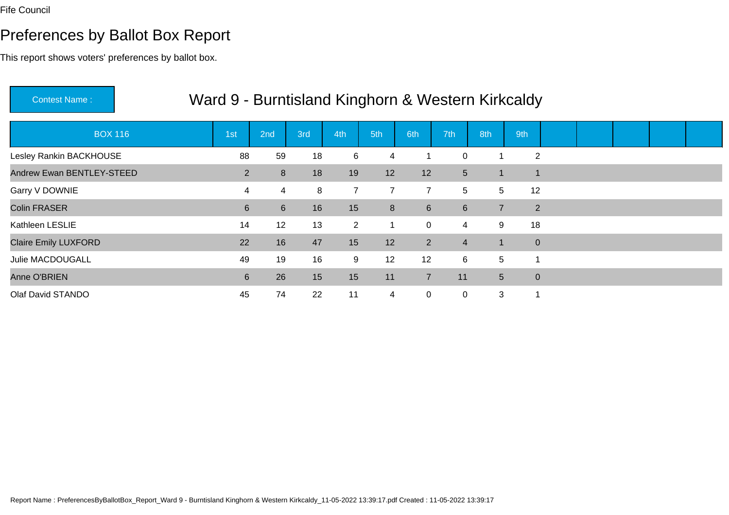Fife Council

# Preferences by Ballot Box Report

This report shows voters' preferences by ballot box.

Contest Name : **Ward 9 - Burntisland Kinghorn & Western Kirkcaldy**

| BOX 116 | 1st | 2nd | 3rd | 4th | 5th | 6th | 7th | 8th | 9th |
|---|---|---|---|---|---|---|---|---|---|
| Lesley Rankin BACKHOUSE | 88 | 59 | 18 | 6 | 4 | 1 | 0 | 1 | 2 |
| Andrew Ewan BENTLEY-STEED | 2 | 8 | 18 | 19 | 12 | 12 | 5 | 1 | 1 |
| Garry V DOWNIE | 4 | 4 | 8 | 7 | 7 | 7 | 5 | 5 | 12 |
| Colin FRASER | 6 | 6 | 16 | 15 | 8 | 6 | 6 | 7 | 2 |
| Kathleen LESLIE | 14 | 12 | 13 | 2 | 1 | 0 | 4 | 9 | 18 |
| Claire Emily LUXFORD | 22 | 16 | 47 | 15 | 12 | 2 | 4 | 1 | 0 |
| Julie MACDOUGALL | 49 | 19 | 16 | 9 | 12 | 12 | 6 | 5 | 1 |
| Anne O'BRIEN | 6 | 26 | 15 | 15 | 11 | 7 | 11 | 5 | 0 |
| Olaf David STANDO | 45 | 74 | 22 | 11 | 4 | 0 | 0 | 3 | 1 |

Report Name : PreferencesByBallotBox_Report_Ward 9 - Burntisland Kinghorn & Western Kirkcaldy_11-05-2022 13:39:17.pdf Created : 11-05-2022 13:39:17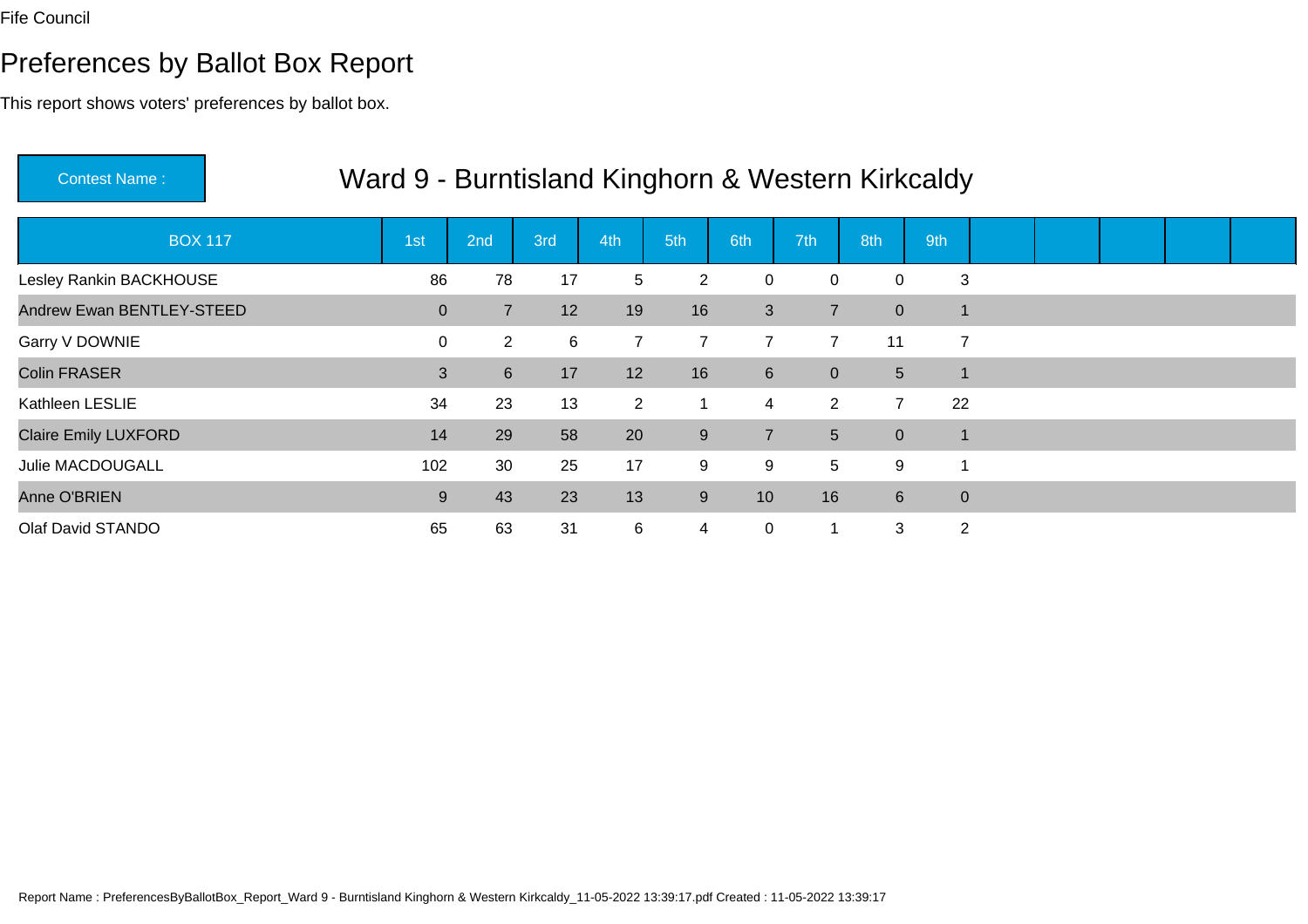Fife Council

# Preferences by Ballot Box Report

This report shows voters' preferences by ballot box.

**Contest Name :** Ward 9 - Burntisland Kinghorn & Western Kirkcaldy

| BOX 117 | 1st | 2nd | 3rd | 4th | 5th | 6th | 7th | 8th | 9th |
|---|---|---|---|---|---|---|---|---|---|
| Lesley Rankin BACKHOUSE | 86 | 78 | 17 | 5 | 2 | 0 | 0 | 0 | 3 |
| Andrew Ewan BENTLEY-STEED | 0 | 7 | 12 | 19 | 16 | 3 | 7 | 0 | 1 |
| Garry V DOWNIE | 0 | 2 | 6 | 7 | 7 | 7 | 7 | 11 | 7 |
| Colin FRASER | 3 | 6 | 17 | 12 | 16 | 6 | 0 | 5 | 1 |
| Kathleen LESLIE | 34 | 23 | 13 | 2 | 1 | 4 | 2 | 7 | 22 |
| Claire Emily LUXFORD | 14 | 29 | 58 | 20 | 9 | 7 | 5 | 0 | 1 |
| Julie MACDOUGALL | 102 | 30 | 25 | 17 | 9 | 9 | 5 | 9 | 1 |
| Anne O'BRIEN | 9 | 43 | 23 | 13 | 9 | 10 | 16 | 6 | 0 |
| Olaf David STANDO | 65 | 63 | 31 | 6 | 4 | 0 | 1 | 3 | 2 |

Report Name : PreferencesByBallotBox_Report_Ward 9 - Burntisland Kinghorn & Western Kirkcaldy_11-05-2022 13:39:17.pdf Created : 11-05-2022 13:39:17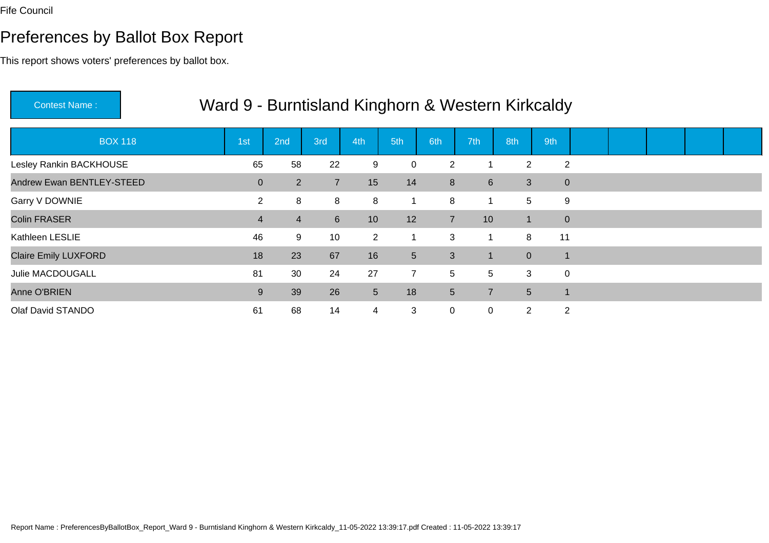Fife Council

# Preferences by Ballot Box Report

This report shows voters' preferences by ballot box.

**Contest Name :** Ward 9 - Burntisland Kinghorn & Western Kirkcaldy

| BOX 118 | 1st | 2nd | 3rd | 4th | 5th | 6th | 7th | 8th | 9th | | | | | |
|---|---|---|---|---|---|---|---|---|---|---|---|---|---|---|
| Lesley Rankin BACKHOUSE | 65 | 58 | 22 | 9 | 0 | 2 | 1 | 2 | 2 | | | | | |
| Andrew Ewan BENTLEY-STEED | 0 | 2 | 7 | 15 | 14 | 8 | 6 | 3 | 0 | | | | | |
| Garry V DOWNIE | 2 | 8 | 8 | 8 | 1 | 8 | 1 | 5 | 9 | | | | | |
| Colin FRASER | 4 | 4 | 6 | 10 | 12 | 7 | 10 | 1 | 0 | | | | | |
| Kathleen LESLIE | 46 | 9 | 10 | 2 | 1 | 3 | 1 | 8 | 11 | | | | | |
| Claire Emily LUXFORD | 18 | 23 | 67 | 16 | 5 | 3 | 1 | 0 | 1 | | | | | |
| Julie MACDOUGALL | 81 | 30 | 24 | 27 | 7 | 5 | 5 | 3 | 0 | | | | | |
| Anne O'BRIEN | 9 | 39 | 26 | 5 | 18 | 5 | 7 | 5 | 1 | | | | | |
| Olaf David STANDO | 61 | 68 | 14 | 4 | 3 | 0 | 0 | 2 | 2 | | | | | |

Report Name : PreferencesByBallotBox_Report_Ward 9 - Burntisland Kinghorn & Western Kirkcaldy_11-05-2022 13:39:17.pdf Created : 11-05-2022 13:39:17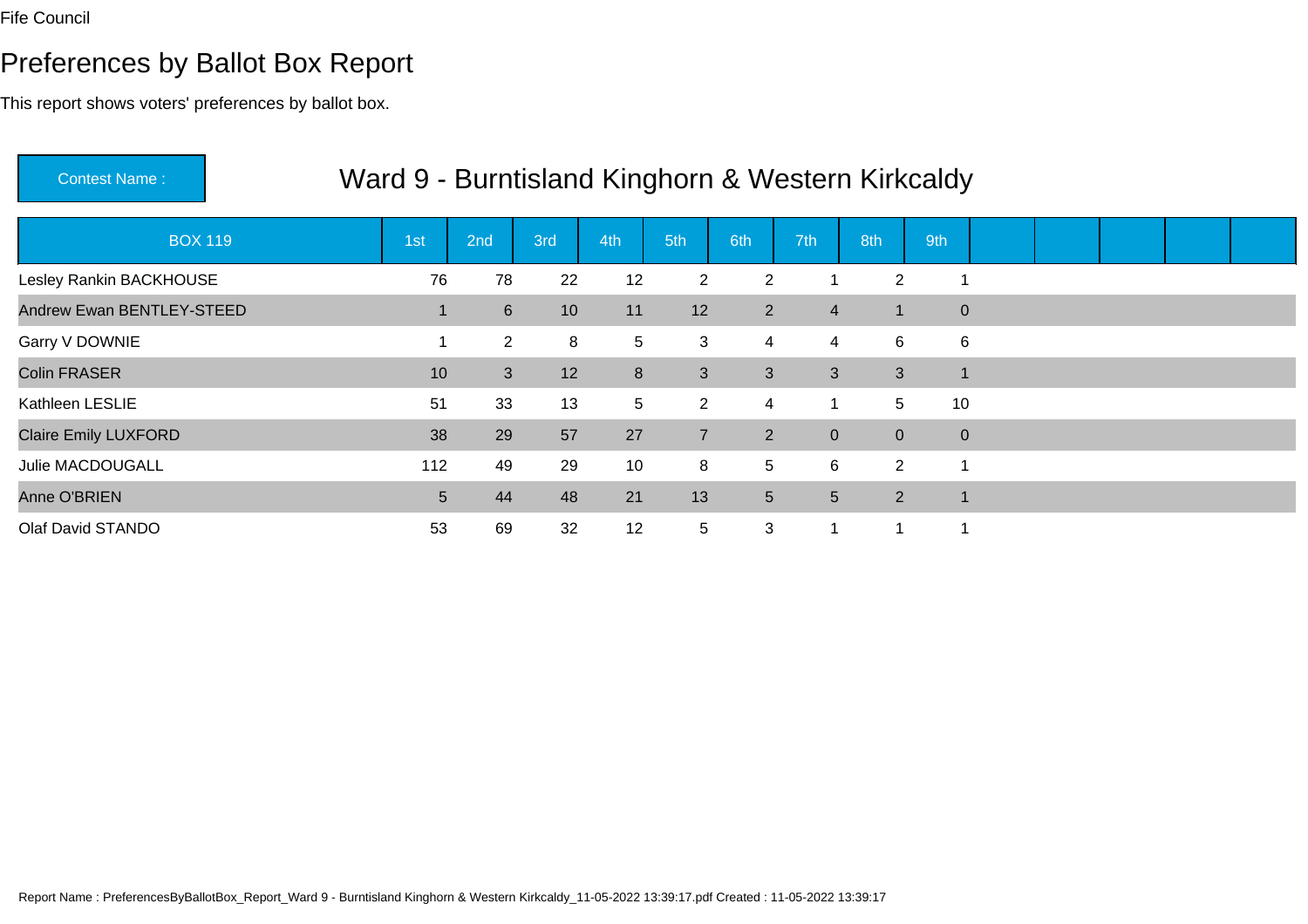Fife Council

# Preferences by Ballot Box Report

This report shows voters' preferences by ballot box.

**Contest Name :** Ward 9 - Burntisland Kinghorn & Western Kirkcaldy

| BOX 119 | 1st | 2nd | 3rd | 4th | 5th | 6th | 7th | 8th | 9th | | | | | |
|---|---|---|---|---|---|---|---|---|---|---|---|---|---|---|
| Lesley Rankin BACKHOUSE | 76 | 78 | 22 | 12 | 2 | 2 | 1 | 2 | 1 | | | | | |
| Andrew Ewan BENTLEY-STEED | 1 | 6 | 10 | 11 | 12 | 2 | 4 | 1 | 0 | | | | | |
| Garry V DOWNIE | 1 | 2 | 8 | 5 | 3 | 4 | 4 | 6 | 6 | | | | | |
| Colin FRASER | 10 | 3 | 12 | 8 | 3 | 3 | 3 | 3 | 1 | | | | | |
| Kathleen LESLIE | 51 | 33 | 13 | 5 | 2 | 4 | 1 | 5 | 10 | | | | | |
| Claire Emily LUXFORD | 38 | 29 | 57 | 27 | 7 | 2 | 0 | 0 | 0 | | | | | |
| Julie MACDOUGALL | 112 | 49 | 29 | 10 | 8 | 5 | 6 | 2 | 1 | | | | | |
| Anne O'BRIEN | 5 | 44 | 48 | 21 | 13 | 5 | 5 | 2 | 1 | | | | | |
| Olaf David STANDO | 53 | 69 | 32 | 12 | 5 | 3 | 1 | 1 | 1 | | | | | |

Report Name : PreferencesByBallotBox_Report_Ward 9 - Burntisland Kinghorn & Western Kirkcaldy_11-05-2022 13:39:17.pdf Created : 11-05-2022 13:39:17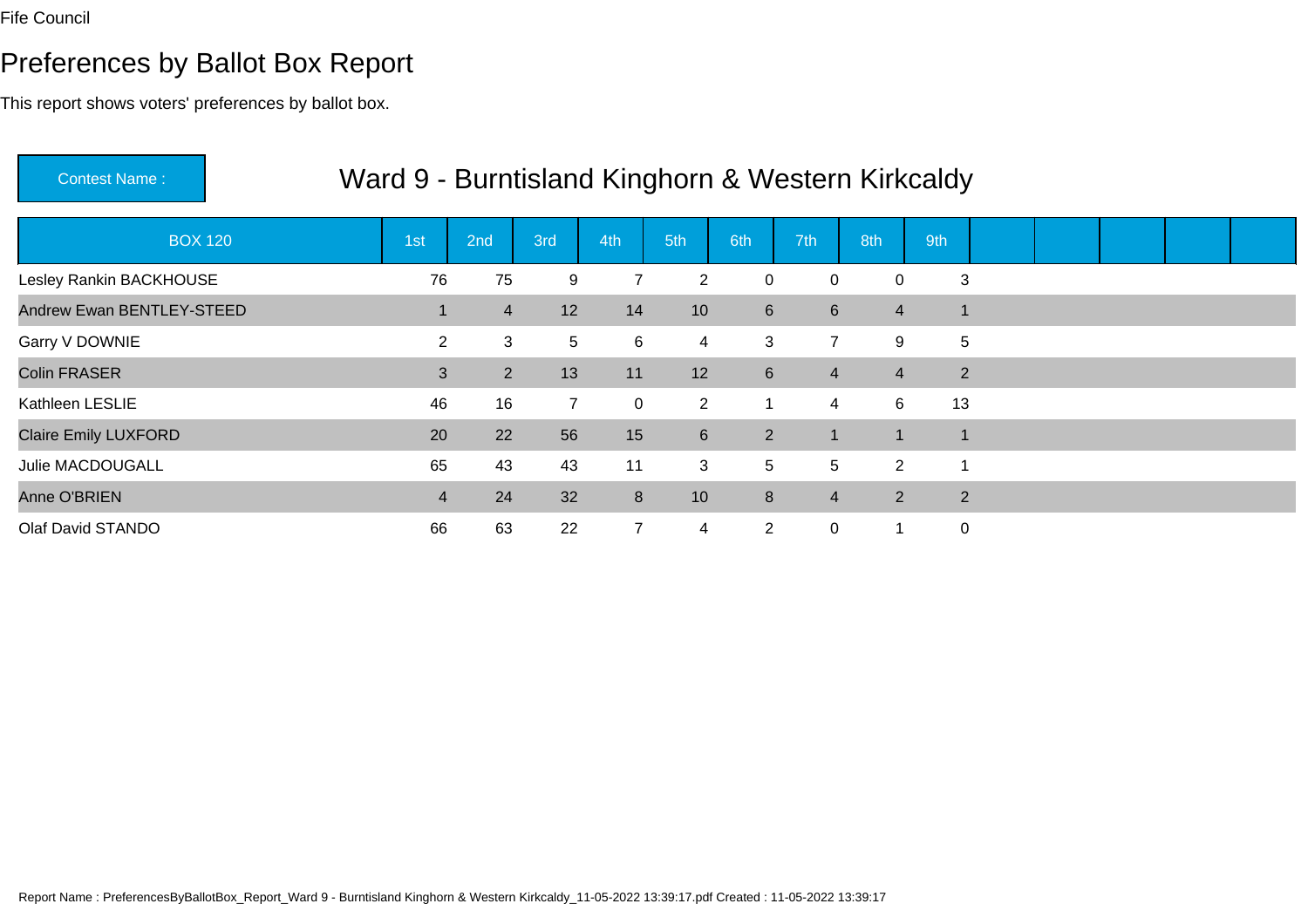Fife Council

# Preferences by Ballot Box Report

This report shows voters' preferences by ballot box.

**Contest Name :** Ward 9 - Burntisland Kinghorn & Western Kirkcaldy

| BOX 120 | 1st | 2nd | 3rd | 4th | 5th | 6th | 7th | 8th | 9th |
|---|---|---|---|---|---|---|---|---|---|
| Lesley Rankin BACKHOUSE | 76 | 75 | 9 | 7 | 2 | 0 | 0 | 0 | 3 |
| Andrew Ewan BENTLEY-STEED | 1 | 4 | 12 | 14 | 10 | 6 | 6 | 4 | 1 |
| Garry V DOWNIE | 2 | 3 | 5 | 6 | 4 | 3 | 7 | 9 | 5 |
| Colin FRASER | 3 | 2 | 13 | 11 | 12 | 6 | 4 | 4 | 2 |
| Kathleen LESLIE | 46 | 16 | 7 | 0 | 2 | 1 | 4 | 6 | 13 |
| Claire Emily LUXFORD | 20 | 22 | 56 | 15 | 6 | 2 | 1 | 1 | 1 |
| Julie MACDOUGALL | 65 | 43 | 43 | 11 | 3 | 5 | 5 | 2 | 1 |
| Anne O'BRIEN | 4 | 24 | 32 | 8 | 10 | 8 | 4 | 2 | 2 |
| Olaf David STANDO | 66 | 63 | 22 | 7 | 4 | 2 | 0 | 1 | 0 |

Report Name : PreferencesByBallotBox_Report_Ward 9 - Burntisland Kinghorn & Western Kirkcaldy_11-05-2022 13:39:17.pdf Created : 11-05-2022 13:39:17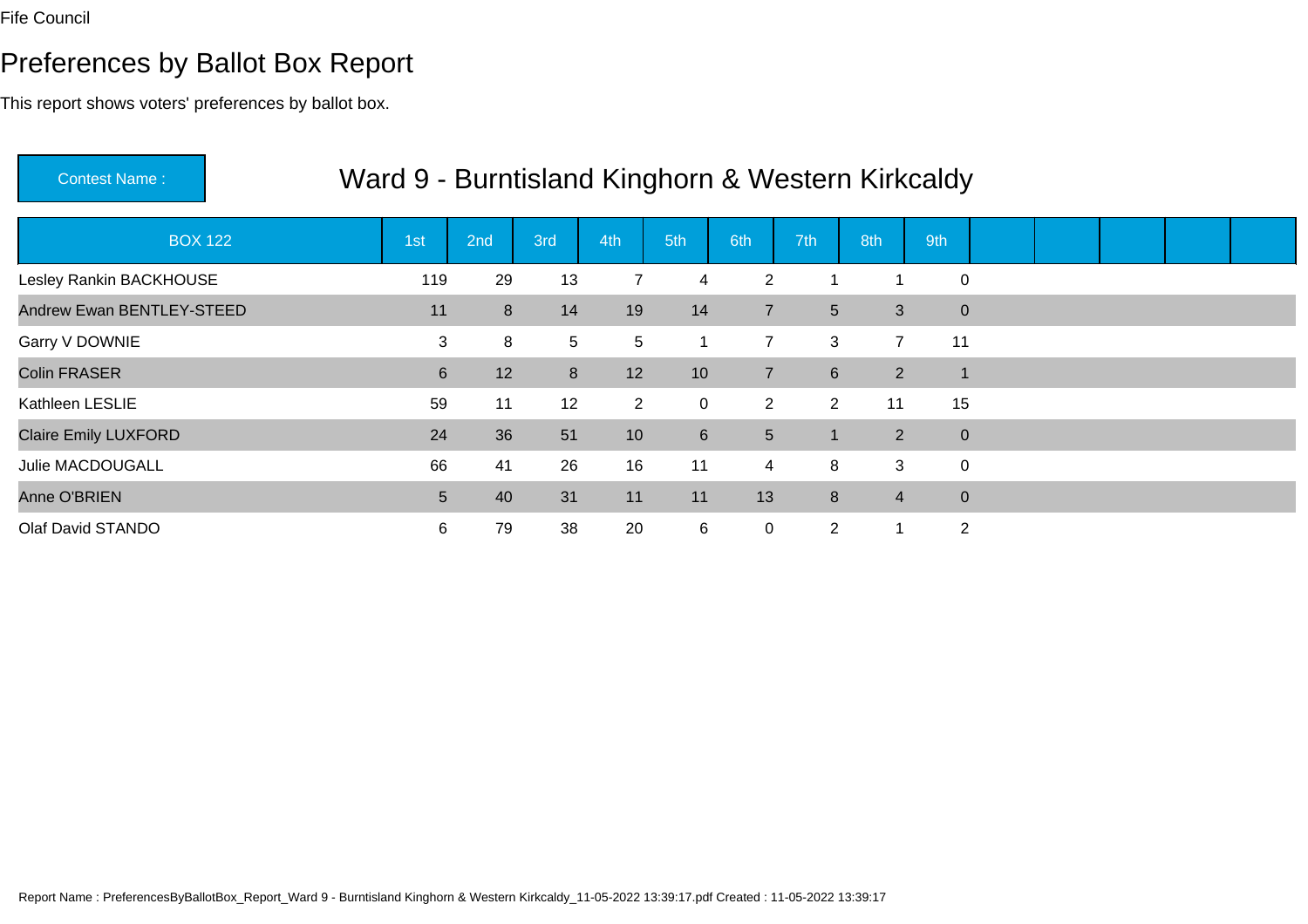Fife Council

# Preferences by Ballot Box Report

This report shows voters' preferences by ballot box.

**Contest Name :** Ward 9 - Burntisland Kinghorn & Western Kirkcaldy

| BOX 122 | 1st | 2nd | 3rd | 4th | 5th | 6th | 7th | 8th | 9th |
|---|---|---|---|---|---|---|---|---|---|
| Lesley Rankin BACKHOUSE | 119 | 29 | 13 | 7 | 4 | 2 | 1 | 1 | 0 |
| Andrew Ewan BENTLEY-STEED | 11 | 8 | 14 | 19 | 14 | 7 | 5 | 3 | 0 |
| Garry V DOWNIE | 3 | 8 | 5 | 5 | 1 | 7 | 3 | 7 | 11 |
| Colin FRASER | 6 | 12 | 8 | 12 | 10 | 7 | 6 | 2 | 1 |
| Kathleen LESLIE | 59 | 11 | 12 | 2 | 0 | 2 | 2 | 11 | 15 |
| Claire Emily LUXFORD | 24 | 36 | 51 | 10 | 6 | 5 | 1 | 2 | 0 |
| Julie MACDOUGALL | 66 | 41 | 26 | 16 | 11 | 4 | 8 | 3 | 0 |
| Anne O'BRIEN | 5 | 40 | 31 | 11 | 11 | 13 | 8 | 4 | 0 |
| Olaf David STANDO | 6 | 79 | 38 | 20 | 6 | 0 | 2 | 1 | 2 |

Report Name : PreferencesByBallotBox_Report_Ward 9 - Burntisland Kinghorn & Western Kirkcaldy_11-05-2022 13:39:17.pdf Created : 11-05-2022 13:39:17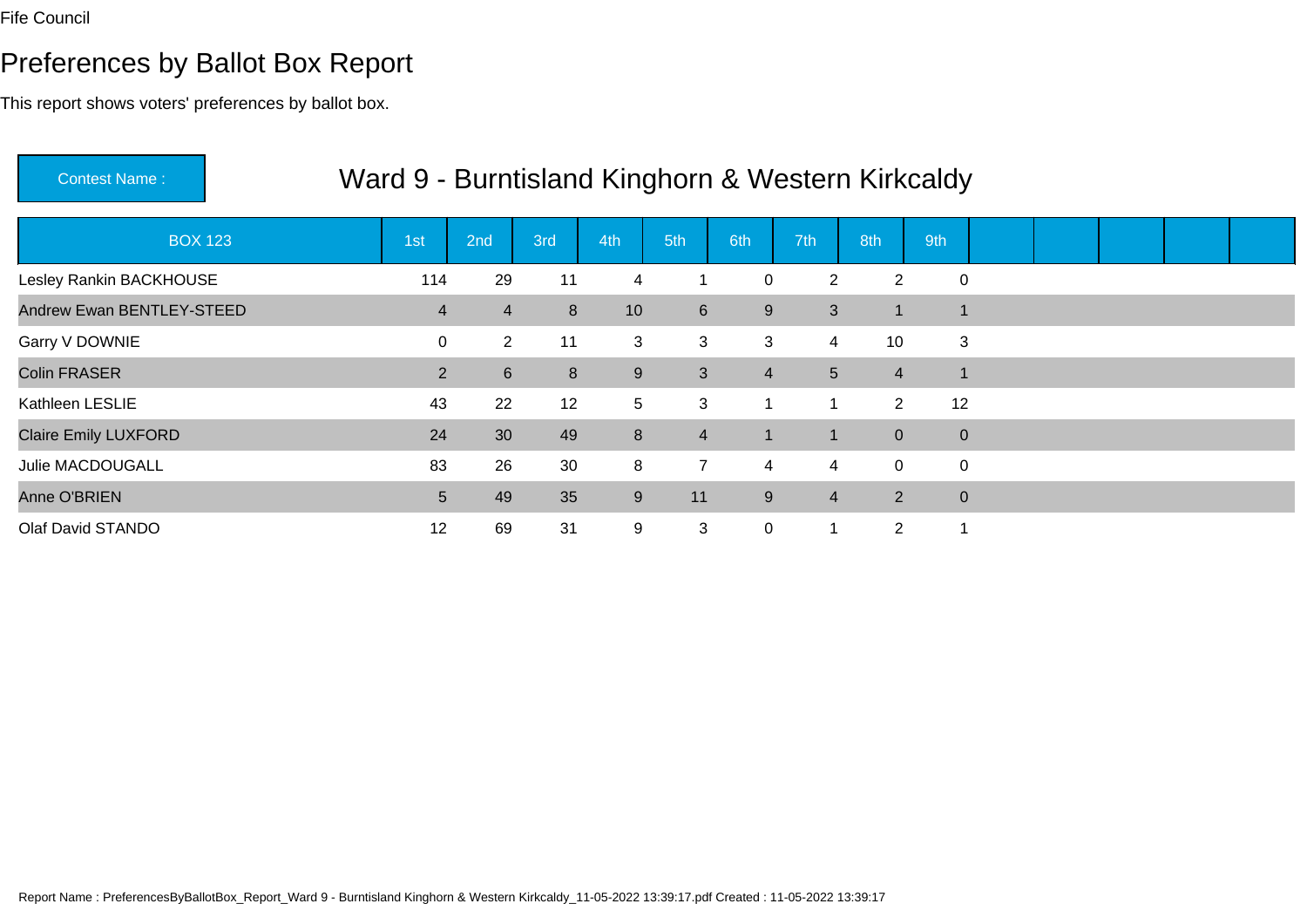Fife Council

# Preferences by Ballot Box Report

This report shows voters' preferences by ballot box.

**Contest Name :** Ward 9 - Burntisland Kinghorn & Western Kirkcaldy

| BOX 123 | 1st | 2nd | 3rd | 4th | 5th | 6th | 7th | 8th | 9th | | | | | |
|---|---|---|---|---|---|---|---|---|---|---|---|---|---|---|
| Lesley Rankin BACKHOUSE | 114 | 29 | 11 | 4 | 1 | 0 | 2 | 2 | 0 | | | | | |
| Andrew Ewan BENTLEY-STEED | 4 | 4 | 8 | 10 | 6 | 9 | 3 | 1 | 1 | | | | | |
| Garry V DOWNIE | 0 | 2 | 11 | 3 | 3 | 3 | 4 | 10 | 3 | | | | | |
| Colin FRASER | 2 | 6 | 8 | 9 | 3 | 4 | 5 | 4 | 1 | | | | | |
| Kathleen LESLIE | 43 | 22 | 12 | 5 | 3 | 1 | 1 | 2 | 12 | | | | | |
| Claire Emily LUXFORD | 24 | 30 | 49 | 8 | 4 | 1 | 1 | 0 | 0 | | | | | |
| Julie MACDOUGALL | 83 | 26 | 30 | 8 | 7 | 4 | 4 | 0 | 0 | | | | | |
| Anne O'BRIEN | 5 | 49 | 35 | 9 | 11 | 9 | 4 | 2 | 0 | | | | | |
| Olaf David STANDO | 12 | 69 | 31 | 9 | 3 | 0 | 1 | 2 | 1 | | | | | |

Report Name : PreferencesByBallotBox_Report_Ward 9 - Burntisland Kinghorn & Western Kirkcaldy_11-05-2022 13:39:17.pdf Created : 11-05-2022 13:39:17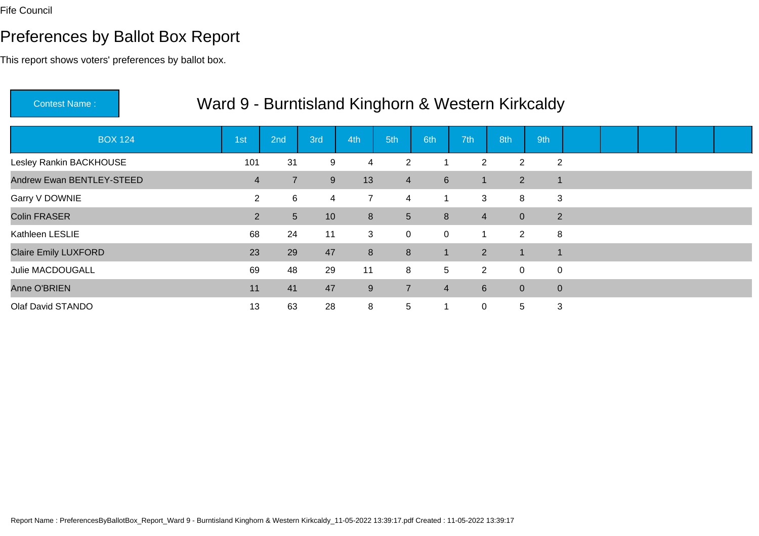Fife Council

# Preferences by Ballot Box Report

This report shows voters' preferences by ballot box.

**Contest Name :** Ward 9 - Burntisland Kinghorn & Western Kirkcaldy

| BOX 124 | 1st | 2nd | 3rd | 4th | 5th | 6th | 7th | 8th | 9th |
|---|---|---|---|---|---|---|---|---|---|
| Lesley Rankin BACKHOUSE | 101 | 31 | 9 | 4 | 2 | 1 | 2 | 2 | 2 |
| Andrew Ewan BENTLEY-STEED | 4 | 7 | 9 | 13 | 4 | 6 | 1 | 2 | 1 |
| Garry V DOWNIE | 2 | 6 | 4 | 7 | 4 | 1 | 3 | 8 | 3 |
| Colin FRASER | 2 | 5 | 10 | 8 | 5 | 8 | 4 | 0 | 2 |
| Kathleen LESLIE | 68 | 24 | 11 | 3 | 0 | 0 | 1 | 2 | 8 |
| Claire Emily LUXFORD | 23 | 29 | 47 | 8 | 8 | 1 | 2 | 1 | 1 |
| Julie MACDOUGALL | 69 | 48 | 29 | 11 | 8 | 5 | 2 | 0 | 0 |
| Anne O'BRIEN | 11 | 41 | 47 | 9 | 7 | 4 | 6 | 0 | 0 |
| Olaf David STANDO | 13 | 63 | 28 | 8 | 5 | 1 | 0 | 5 | 3 |

Report Name : PreferencesByBallotBox_Report_Ward 9 - Burntisland Kinghorn & Western Kirkcaldy_11-05-2022 13:39:17.pdf Created : 11-05-2022 13:39:17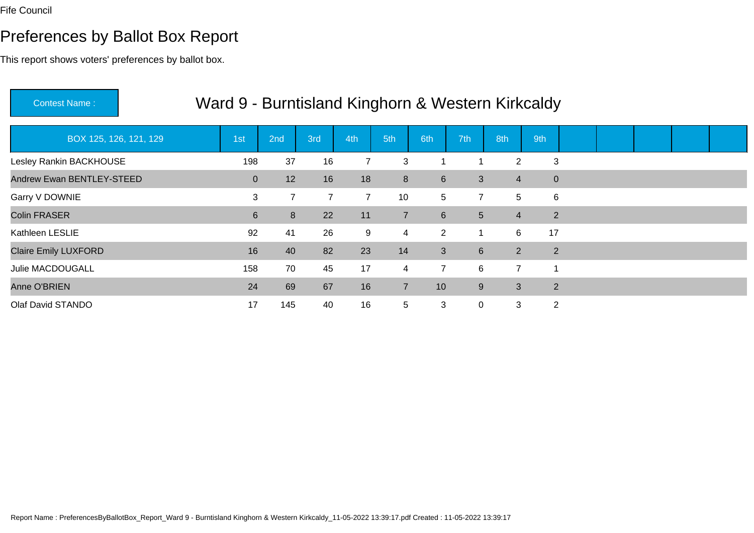Fife Council

# Preferences by Ballot Box Report

This report shows voters' preferences by ballot box.

Contest Name : **Ward 9 - Burntisland Kinghorn & Western Kirkcaldy**

| BOX 125, 126, 121, 129 | 1st | 2nd | 3rd | 4th | 5th | 6th | 7th | 8th | 9th | | | | | |
|---|---|---|---|---|---|---|---|---|---|---|---|---|---|---|
| Lesley Rankin BACKHOUSE | 198 | 37 | 16 | 7 | 3 | 1 | 1 | 2 | 3 | | | | | |
| Andrew Ewan BENTLEY-STEED | 0 | 12 | 16 | 18 | 8 | 6 | 3 | 4 | 0 | | | | | |
| Garry V DOWNIE | 3 | 7 | 7 | 7 | 10 | 5 | 7 | 5 | 6 | | | | | |
| Colin FRASER | 6 | 8 | 22 | 11 | 7 | 6 | 5 | 4 | 2 | | | | | |
| Kathleen LESLIE | 92 | 41 | 26 | 9 | 4 | 2 | 1 | 6 | 17 | | | | | |
| Claire Emily LUXFORD | 16 | 40 | 82 | 23 | 14 | 3 | 6 | 2 | 2 | | | | | |
| Julie MACDOUGALL | 158 | 70 | 45 | 17 | 4 | 7 | 6 | 7 | 1 | | | | | |
| Anne O'BRIEN | 24 | 69 | 67 | 16 | 7 | 10 | 9 | 3 | 2 | | | | | |
| Olaf David STANDO | 17 | 145 | 40 | 16 | 5 | 3 | 0 | 3 | 2 | | | | | |

Report Name : PreferencesByBallotBox_Report_Ward 9 - Burntisland Kinghorn & Western Kirkcaldy_11-05-2022 13:39:17.pdf Created : 11-05-2022 13:39:17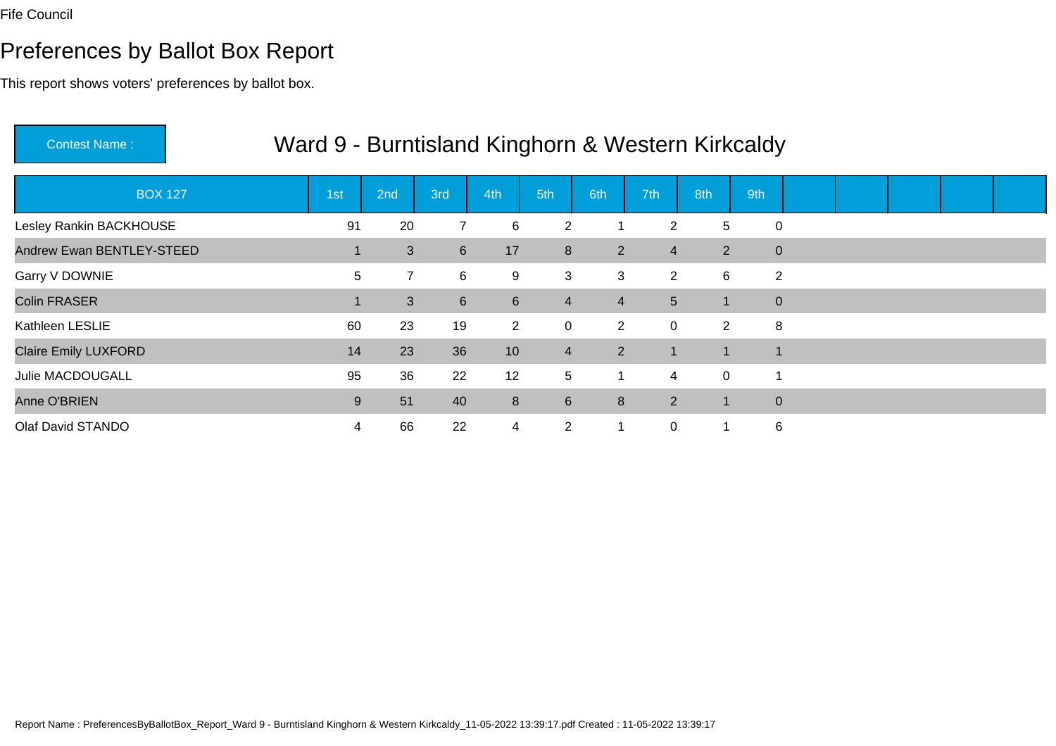Fife Council

# Preferences by Ballot Box Report

This report shows voters' preferences by ballot box.

**Contest Name :** Ward 9 - Burntisland Kinghorn & Western Kirkcaldy

| BOX 127 | 1st | 2nd | 3rd | 4th | 5th | 6th | 7th | 8th | 9th | | | | | |
|---|---|---|---|---|---|---|---|---|---|---|---|---|---|---|
| Lesley Rankin BACKHOUSE | 91 | 20 | 7 | 6 | 2 | 1 | 2 | 5 | 0 | | | | | |
| Andrew Ewan BENTLEY-STEED | 1 | 3 | 6 | 17 | 8 | 2 | 4 | 2 | 0 | | | | | |
| Garry V DOWNIE | 5 | 7 | 6 | 9 | 3 | 3 | 2 | 6 | 2 | | | | | |
| Colin FRASER | 1 | 3 | 6 | 6 | 4 | 4 | 5 | 1 | 0 | | | | | |
| Kathleen LESLIE | 60 | 23 | 19 | 2 | 0 | 2 | 0 | 2 | 8 | | | | | |
| Claire Emily LUXFORD | 14 | 23 | 36 | 10 | 4 | 2 | 1 | 1 | 1 | | | | | |
| Julie MACDOUGALL | 95 | 36 | 22 | 12 | 5 | 1 | 4 | 0 | 1 | | | | | |
| Anne O'BRIEN | 9 | 51 | 40 | 8 | 6 | 8 | 2 | 1 | 0 | | | | | |
| Olaf David STANDO | 4 | 66 | 22 | 4 | 2 | 1 | 0 | 1 | 6 | | | | | |

Report Name : PreferencesByBallotBox_Report_Ward 9 - Burntisland Kinghorn & Western Kirkcaldy_11-05-2022 13:39:17.pdf Created : 11-05-2022 13:39:17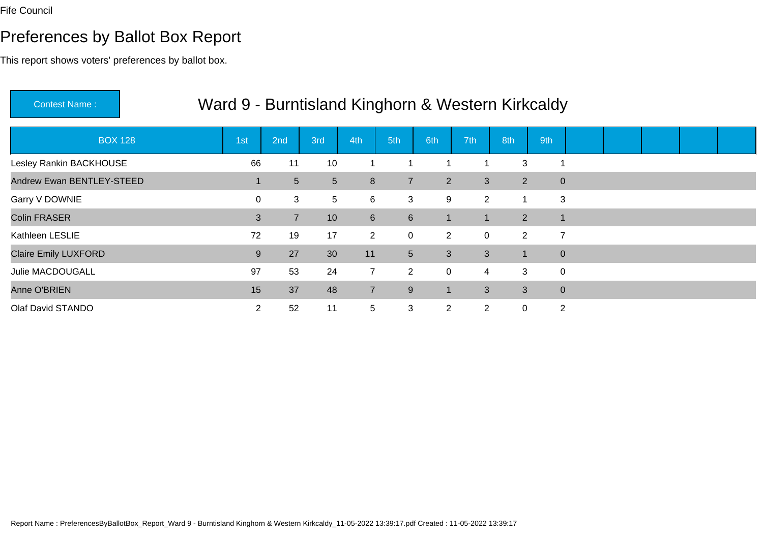Fife Council

# Preferences by Ballot Box Report

This report shows voters' preferences by ballot box.

**Contest Name :** Ward 9 - Burntisland Kinghorn & Western Kirkcaldy

| BOX 128 | 1st | 2nd | 3rd | 4th | 5th | 6th | 7th | 8th | 9th |
|---|---|---|---|---|---|---|---|---|---|
| Lesley Rankin BACKHOUSE | 66 | 11 | 10 | 1 | 1 | 1 | 1 | 3 | 1 |
| Andrew Ewan BENTLEY-STEED | 1 | 5 | 5 | 8 | 7 | 2 | 3 | 2 | 0 |
| Garry V DOWNIE | 0 | 3 | 5 | 6 | 3 | 9 | 2 | 1 | 3 |
| Colin FRASER | 3 | 7 | 10 | 6 | 6 | 1 | 1 | 2 | 1 |
| Kathleen LESLIE | 72 | 19 | 17 | 2 | 0 | 2 | 0 | 2 | 7 |
| Claire Emily LUXFORD | 9 | 27 | 30 | 11 | 5 | 3 | 3 | 1 | 0 |
| Julie MACDOUGALL | 97 | 53 | 24 | 7 | 2 | 0 | 4 | 3 | 0 |
| Anne O'BRIEN | 15 | 37 | 48 | 7 | 9 | 1 | 3 | 3 | 0 |
| Olaf David STANDO | 2 | 52 | 11 | 5 | 3 | 2 | 2 | 0 | 2 |

Report Name : PreferencesByBallotBox_Report_Ward 9 - Burntisland Kinghorn & Western Kirkcaldy_11-05-2022 13:39:17.pdf Created : 11-05-2022 13:39:17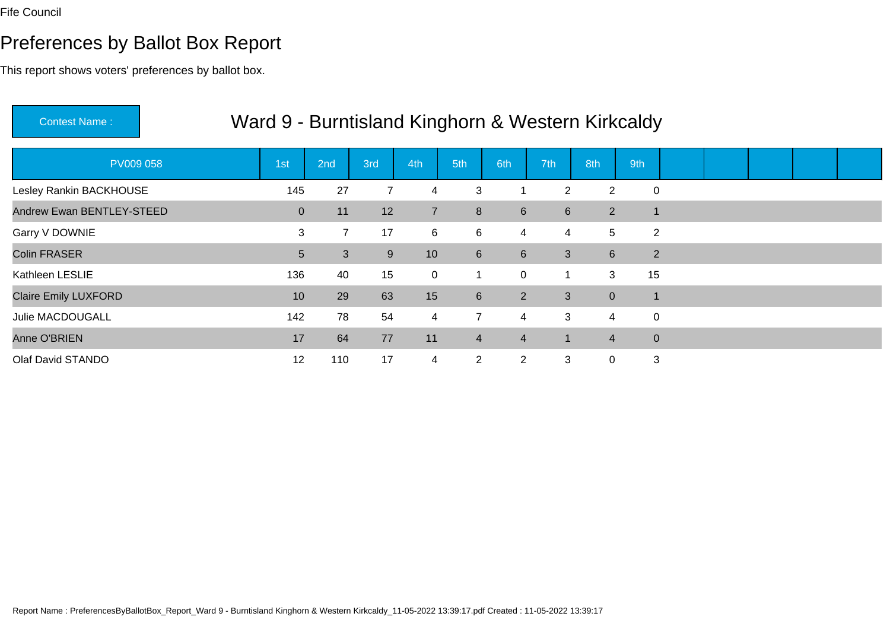Fife Council

# Preferences by Ballot Box Report

This report shows voters' preferences by ballot box.

**Contest Name :** Ward 9 - Burntisland Kinghorn & Western Kirkcaldy

| PV009 058 | 1st | 2nd | 3rd | 4th | 5th | 6th | 7th | 8th | 9th | | | | | |
|---|---|---|---|---|---|---|---|---|---|---|---|---|---|---|
| Lesley Rankin BACKHOUSE | 145 | 27 | 7 | 4 | 3 | 1 | 2 | 2 | 0 | | | | | |
| Andrew Ewan BENTLEY-STEED | 0 | 11 | 12 | 7 | 8 | 6 | 6 | 2 | 1 | | | | | |
| Garry V DOWNIE | 3 | 7 | 17 | 6 | 6 | 4 | 4 | 5 | 2 | | | | | |
| Colin FRASER | 5 | 3 | 9 | 10 | 6 | 6 | 3 | 6 | 2 | | | | | |
| Kathleen LESLIE | 136 | 40 | 15 | 0 | 1 | 0 | 1 | 3 | 15 | | | | | |
| Claire Emily LUXFORD | 10 | 29 | 63 | 15 | 6 | 2 | 3 | 0 | 1 | | | | | |
| Julie MACDOUGALL | 142 | 78 | 54 | 4 | 7 | 4 | 3 | 4 | 0 | | | | | |
| Anne O'BRIEN | 17 | 64 | 77 | 11 | 4 | 4 | 1 | 4 | 0 | | | | | |
| Olaf David STANDO | 12 | 110 | 17 | 4 | 2 | 2 | 3 | 0 | 3 | | | | | |

Report Name : PreferencesByBallotBox_Report_Ward 9 - Burntisland Kinghorn & Western Kirkcaldy_11-05-2022 13:39:17.pdf Created : 11-05-2022 13:39:17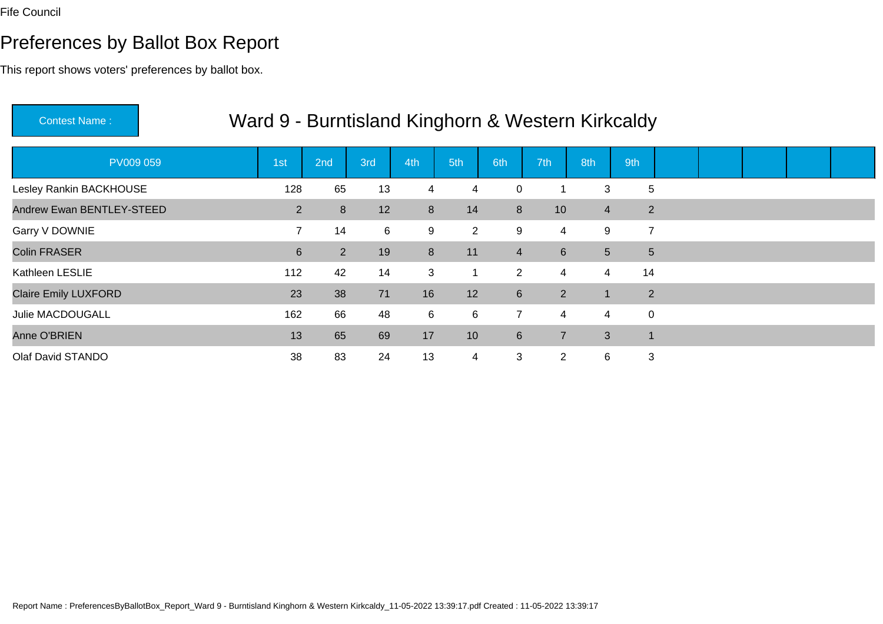Fife Council

# Preferences by Ballot Box Report

This report shows voters' preferences by ballot box.

**Contest Name :** Ward 9 - Burntisland Kinghorn & Western Kirkcaldy

| PV009 059 | 1st | 2nd | 3rd | 4th | 5th | 6th | 7th | 8th | 9th |
|---|---|---|---|---|---|---|---|---|---|
| Lesley Rankin BACKHOUSE | 128 | 65 | 13 | 4 | 4 | 0 | 1 | 3 | 5 |
| Andrew Ewan BENTLEY-STEED | 2 | 8 | 12 | 8 | 14 | 8 | 10 | 4 | 2 |
| Garry V DOWNIE | 7 | 14 | 6 | 9 | 2 | 9 | 4 | 9 | 7 |
| Colin FRASER | 6 | 2 | 19 | 8 | 11 | 4 | 6 | 5 | 5 |
| Kathleen LESLIE | 112 | 42 | 14 | 3 | 1 | 2 | 4 | 4 | 14 |
| Claire Emily LUXFORD | 23 | 38 | 71 | 16 | 12 | 6 | 2 | 1 | 2 |
| Julie MACDOUGALL | 162 | 66 | 48 | 6 | 6 | 7 | 4 | 4 | 0 |
| Anne O'BRIEN | 13 | 65 | 69 | 17 | 10 | 6 | 7 | 3 | 1 |
| Olaf David STANDO | 38 | 83 | 24 | 13 | 4 | 3 | 2 | 6 | 3 |

Report Name : PreferencesByBallotBox_Report_Ward 9 - Burntisland Kinghorn & Western Kirkcaldy_11-05-2022 13:39:17.pdf Created : 11-05-2022 13:39:17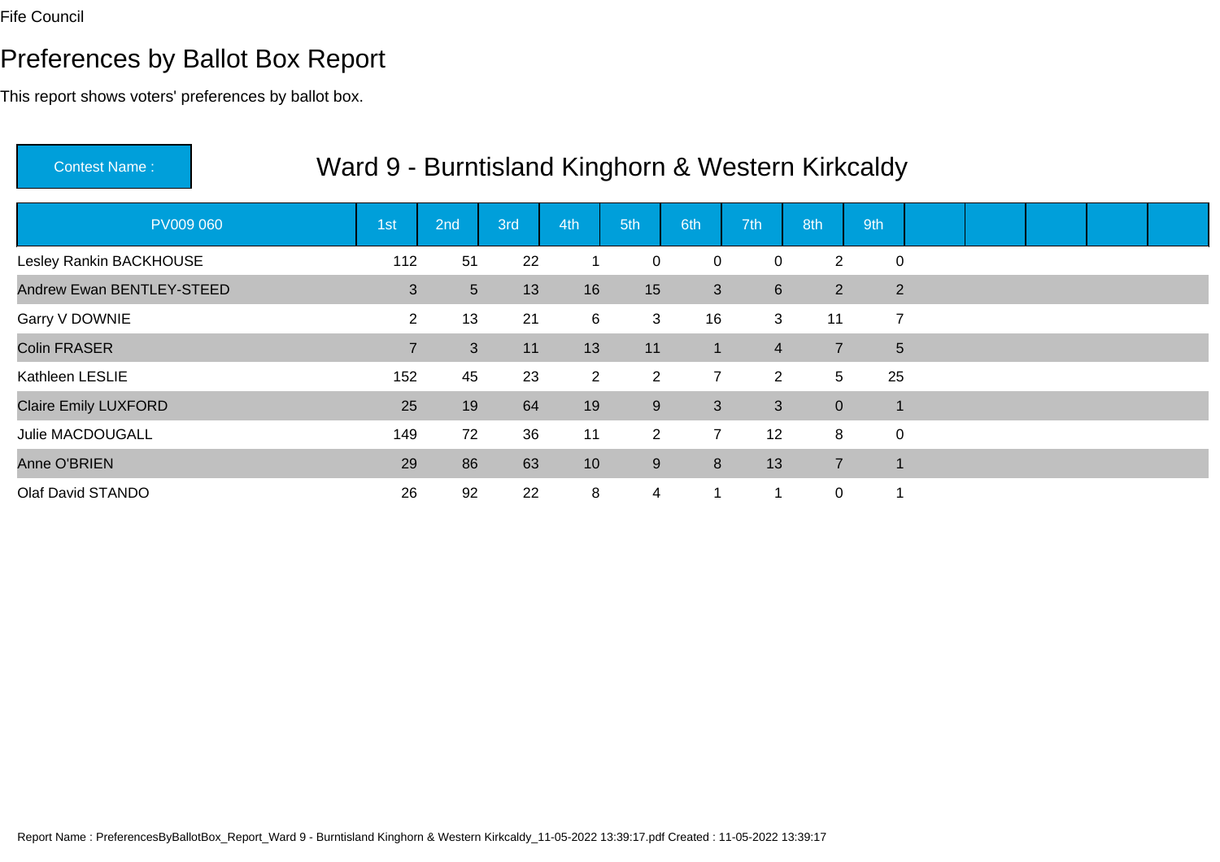Fife Council

# Preferences by Ballot Box Report

This report shows voters' preferences by ballot box.

**Contest Name :** Ward 9 - Burntisland Kinghorn & Western Kirkcaldy

| PV009 060 | 1st | 2nd | 3rd | 4th | 5th | 6th | 7th | 8th | 9th | | | | | |
|---|---|---|---|---|---|---|---|---|---|---|---|---|---|---|
| Lesley Rankin BACKHOUSE | 112 | 51 | 22 | 1 | 0 | 0 | 0 | 2 | 0 | | | | | |
| Andrew Ewan BENTLEY-STEED | 3 | 5 | 13 | 16 | 15 | 3 | 6 | 2 | 2 | | | | | |
| Garry V DOWNIE | 2 | 13 | 21 | 6 | 3 | 16 | 3 | 11 | 7 | | | | | |
| Colin FRASER | 7 | 3 | 11 | 13 | 11 | 1 | 4 | 7 | 5 | | | | | |
| Kathleen LESLIE | 152 | 45 | 23 | 2 | 2 | 7 | 2 | 5 | 25 | | | | | |
| Claire Emily LUXFORD | 25 | 19 | 64 | 19 | 9 | 3 | 3 | 0 | 1 | | | | | |
| Julie MACDOUGALL | 149 | 72 | 36 | 11 | 2 | 7 | 12 | 8 | 0 | | | | | |
| Anne O'BRIEN | 29 | 86 | 63 | 10 | 9 | 8 | 13 | 7 | 1 | | | | | |
| Olaf David STANDO | 26 | 92 | 22 | 8 | 4 | 1 | 1 | 0 | 1 | | | | | |

Report Name : PreferencesByBallotBox_Report_Ward 9 - Burntisland Kinghorn & Western Kirkcaldy_11-05-2022 13:39:17.pdf Created : 11-05-2022 13:39:17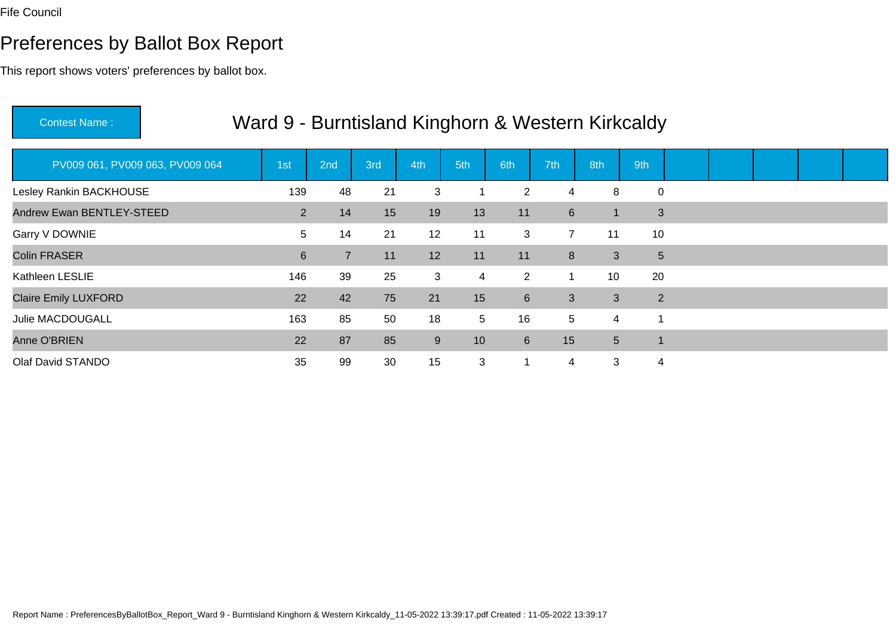Fife Council

# Preferences by Ballot Box Report

This report shows voters' preferences by ballot box.

**Contest Name :** Ward 9 - Burntisland Kinghorn & Western Kirkcaldy

| PV009 061, PV009 063, PV009 064 | 1st | 2nd | 3rd | 4th | 5th | 6th | 7th | 8th | 9th |
|---|---|---|---|---|---|---|---|---|---|
| Lesley Rankin BACKHOUSE | 139 | 48 | 21 | 3 | 1 | 2 | 4 | 8 | 0 |
| Andrew Ewan BENTLEY-STEED | 2 | 14 | 15 | 19 | 13 | 11 | 6 | 1 | 3 |
| Garry V DOWNIE | 5 | 14 | 21 | 12 | 11 | 3 | 7 | 11 | 10 |
| Colin FRASER | 6 | 7 | 11 | 12 | 11 | 11 | 8 | 3 | 5 |
| Kathleen LESLIE | 146 | 39 | 25 | 3 | 4 | 2 | 1 | 10 | 20 |
| Claire Emily LUXFORD | 22 | 42 | 75 | 21 | 15 | 6 | 3 | 3 | 2 |
| Julie MACDOUGALL | 163 | 85 | 50 | 18 | 5 | 16 | 5 | 4 | 1 |
| Anne O'BRIEN | 22 | 87 | 85 | 9 | 10 | 6 | 15 | 5 | 1 |
| Olaf David STANDO | 35 | 99 | 30 | 15 | 3 | 1 | 4 | 3 | 4 |

Report Name : PreferencesByBallotBox_Report_Ward 9 - Burntisland Kinghorn & Western Kirkcaldy_11-05-2022 13:39:17.pdf Created : 11-05-2022 13:39:17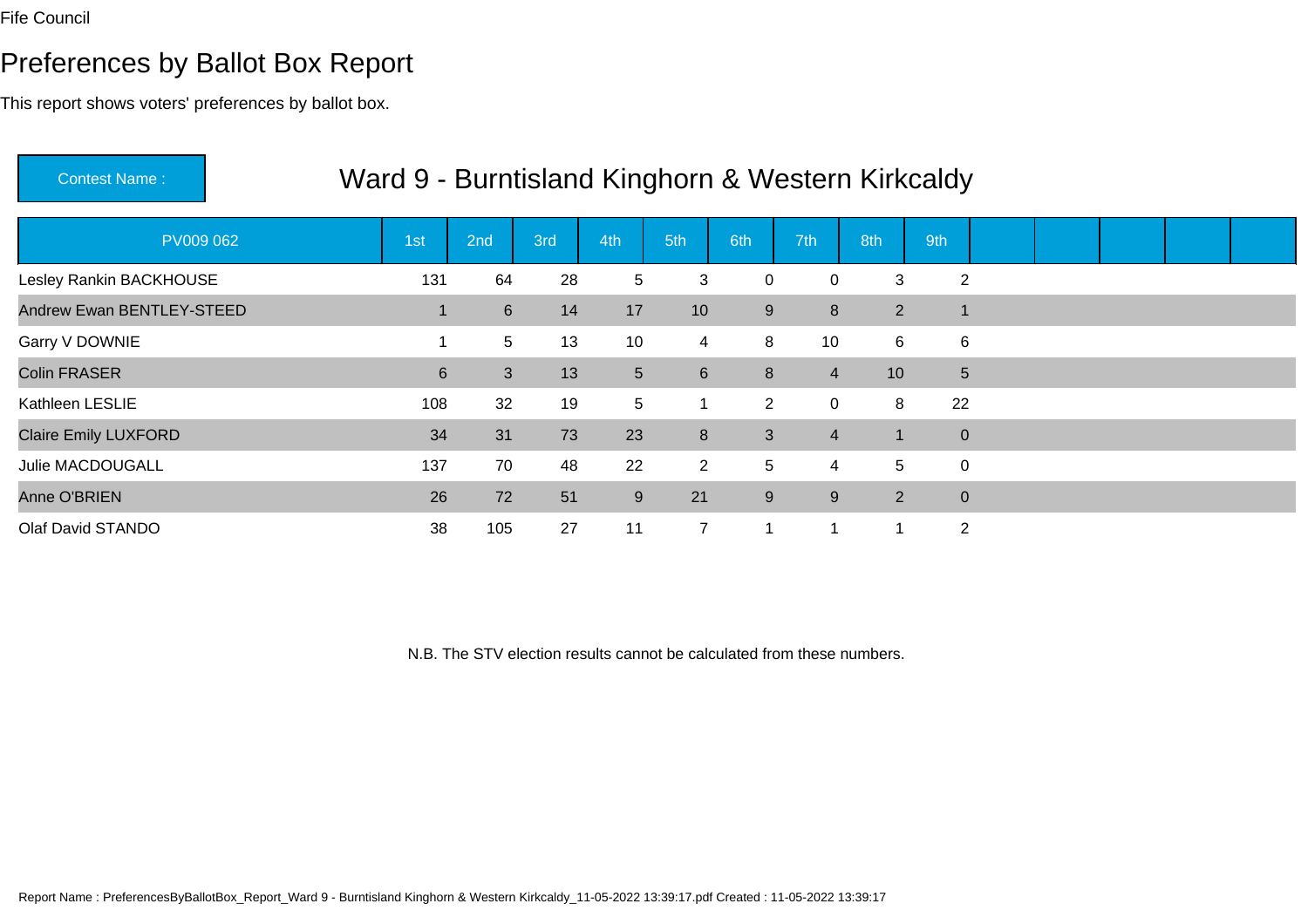Fife Council

# Preferences by Ballot Box Report

This report shows voters' preferences by ballot box.

Contest Name : **Ward 9 - Burntisland Kinghorn & Western Kirkcaldy**

| PV009 062 | 1st | 2nd | 3rd | 4th | 5th | 6th | 7th | 8th | 9th | | | | | |
|---|---|---|---|---|---|---|---|---|---|---|---|---|---|---|
| Lesley Rankin BACKHOUSE | 131 | 64 | 28 | 5 | 3 | 0 | 0 | 3 | 2 | | | | | |
| Andrew Ewan BENTLEY-STEED | 1 | 6 | 14 | 17 | 10 | 9 | 8 | 2 | 1 | | | | | |
| Garry V DOWNIE | 1 | 5 | 13 | 10 | 4 | 8 | 10 | 6 | 6 | | | | | |
| Colin FRASER | 6 | 3 | 13 | 5 | 6 | 8 | 4 | 10 | 5 | | | | | |
| Kathleen LESLIE | 108 | 32 | 19 | 5 | 1 | 2 | 0 | 8 | 22 | | | | | |
| Claire Emily LUXFORD | 34 | 31 | 73 | 23 | 8 | 3 | 4 | 1 | 0 | | | | | |
| Julie MACDOUGALL | 137 | 70 | 48 | 22 | 2 | 5 | 4 | 5 | 0 | | | | | |
| Anne O'BRIEN | 26 | 72 | 51 | 9 | 21 | 9 | 9 | 2 | 0 | | | | | |
| Olaf David STANDO | 38 | 105 | 27 | 11 | 7 | 1 | 1 | 1 | 2 | | | | | |

N.B. The STV election results cannot be calculated from these numbers.

Report Name : PreferencesByBallotBox_Report_Ward 9 - Burntisland Kinghorn & Western Kirkcaldy_11-05-2022 13:39:17.pdf Created : 11-05-2022 13:39:17